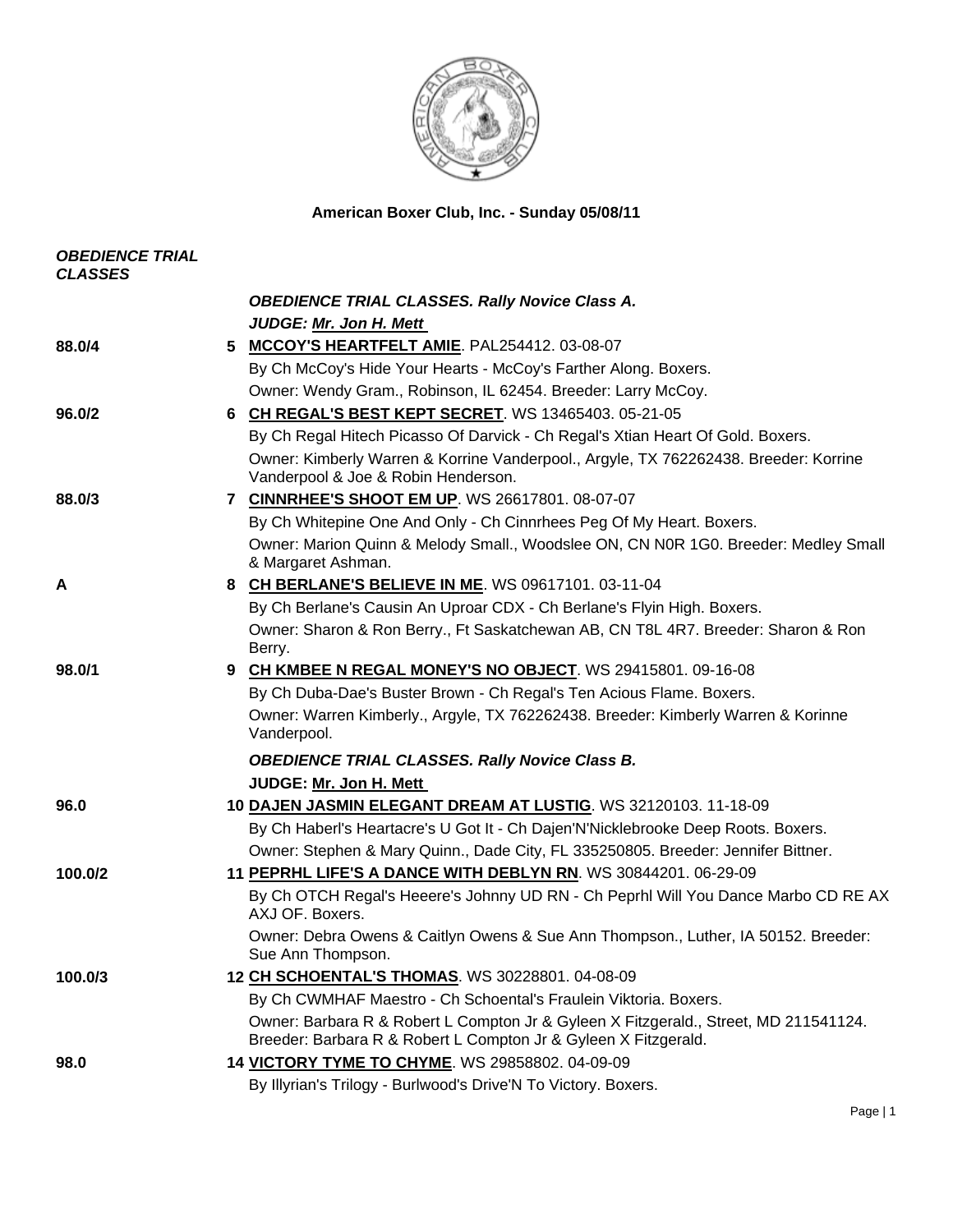# American Boxer Club, Inc. - Sunday 05/08/11

***OBEDIENCE TRIAL CLASSES***

***OBEDIENCE TRIAL CLASSES. Rally Novice Class A.***

***JUDGE: Mr. Jon H. Mett***

88.0/4 — **5 MCCOY'S HEARTFELT AMIE**. PAL254412. 03-08-07
By Ch McCoy's Hide Your Hearts - McCoy's Farther Along. Boxers.
Owner: Wendy Gram., Robinson, IL 62454. Breeder: Larry McCoy.

96.0/2 — **6 CH REGAL'S BEST KEPT SECRET**. WS 13465403. 05-21-05
By Ch Regal Hitech Picasso Of Darvick - Ch Regal's Xtian Heart Of Gold. Boxers.
Owner: Kimberly Warren & Korrine Vanderpool., Argyle, TX 762262438. Breeder: Korrine Vanderpool & Joe & Robin Henderson.

88.0/3 — **7 CINNRHEE'S SHOOT EM UP**. WS 26617801. 08-07-07
By Ch Whitepine One And Only - Ch Cinnrhees Peg Of My Heart. Boxers.
Owner: Marion Quinn & Melody Small., Woodslee ON, CN N0R 1G0. Breeder: Medley Small & Margaret Ashman.

A — **8 CH BERLANE'S BELIEVE IN ME**. WS 09617101. 03-11-04
By Ch Berlane's Causin An Uproar CDX - Ch Berlane's Flyin High. Boxers.
Owner: Sharon & Ron Berry., Ft Saskatchewan AB, CN T8L 4R7. Breeder: Sharon & Ron Berry.

98.0/1 — **9 CH KMBEE N REGAL MONEY'S NO OBJECT**. WS 29415801. 09-16-08
By Ch Duba-Dae's Buster Brown - Ch Regal's Ten Acious Flame. Boxers.
Owner: Warren Kimberly., Argyle, TX 762262438. Breeder: Kimberly Warren & Korinne Vanderpool.

***OBEDIENCE TRIAL CLASSES. Rally Novice Class B.***

**JUDGE: Mr. Jon H. Mett**

96.0 — **10 DAJEN JASMIN ELEGANT DREAM AT LUSTIG**. WS 32120103. 11-18-09
By Ch Haberl's Heartacre's U Got It - Ch Dajen'N'Nicklebrooke Deep Roots. Boxers.
Owner: Stephen & Mary Quinn., Dade City, FL 335250805. Breeder: Jennifer Bittner.

100.0/2 — **11 PEPRHL LIFE'S A DANCE WITH DEBLYN RN**. WS 30844201. 06-29-09
By Ch OTCH Regal's Heeere's Johnny UD RN - Ch Peprhl Will You Dance Marbo CD RE AX AXJ OF. Boxers.
Owner: Debra Owens & Caitlyn Owens & Sue Ann Thompson., Luther, IA 50152. Breeder: Sue Ann Thompson.

100.0/3 — **12 CH SCHOENTAL'S THOMAS**. WS 30228801. 04-08-09
By Ch CWMHAF Maestro - Ch Schoental's Fraulein Viktoria. Boxers.
Owner: Barbara R & Robert L Compton Jr & Gyleen X Fitzgerald., Street, MD 211541124. Breeder: Barbara R & Robert L Compton Jr & Gyleen X Fitzgerald.

98.0 — **14 VICTORY TYME TO CHYME**. WS 29858802. 04-09-09
By Illyrian's Trilogy - Burlwood's Drive'N To Victory. Boxers.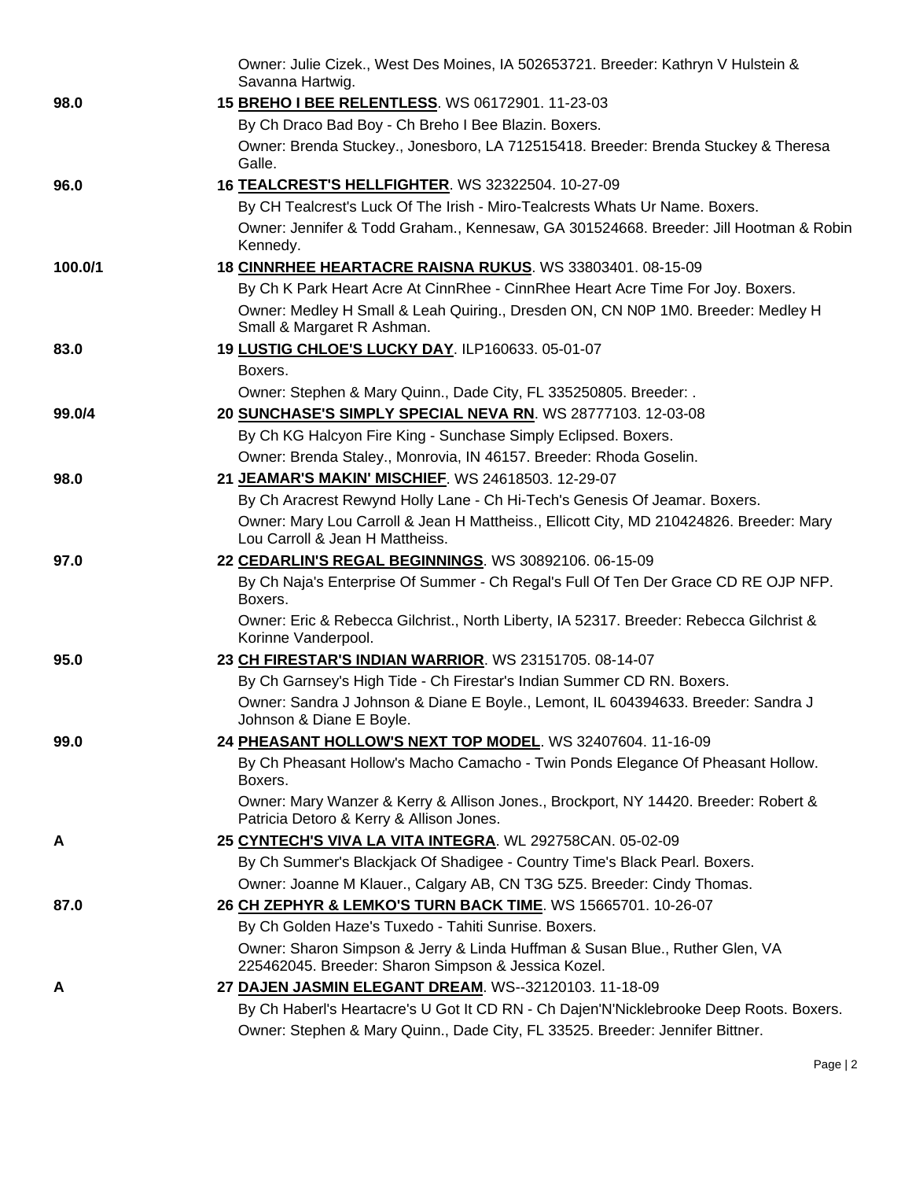Owner: Julie Cizek., West Des Moines, IA 502653721. Breeder: Kathryn V Hulstein & Savanna Hartwig.

**98.0** — 15 **BREHO I BEE RELENTLESS**. WS 06172901. 11-23-03

By Ch Draco Bad Boy - Ch Breho I Bee Blazin. Boxers.

Owner: Brenda Stuckey., Jonesboro, LA 712515418. Breeder: Brenda Stuckey & Theresa Galle.

**96.0** — 16 **TEALCREST'S HELLFIGHTER**. WS 32322504. 10-27-09

By CH Tealcrest's Luck Of The Irish - Miro-Tealcrests Whats Ur Name. Boxers.

Owner: Jennifer & Todd Graham., Kennesaw, GA 301524668. Breeder: Jill Hootman & Robin Kennedy.

**100.0/1** — 18 **CINNRHEE HEARTACRE RAISNA RUKUS**. WS 33803401. 08-15-09

By Ch K Park Heart Acre At CinnRhee - CinnRhee Heart Acre Time For Joy. Boxers.

Owner: Medley H Small & Leah Quiring., Dresden ON, CN N0P 1M0. Breeder: Medley H Small & Margaret R Ashman.

**83.0** — 19 **LUSTIG CHLOE'S LUCKY DAY**. ILP160633. 05-01-07

Boxers.

Owner: Stephen & Mary Quinn., Dade City, FL 335250805. Breeder: .

**99.0/4** — 20 **SUNCHASE'S SIMPLY SPECIAL NEVA RN**. WS 28777103. 12-03-08

By Ch KG Halcyon Fire King - Sunchase Simply Eclipsed. Boxers.

Owner: Brenda Staley., Monrovia, IN 46157. Breeder: Rhoda Goselin.

**98.0** — 21 **JEAMAR'S MAKIN' MISCHIEF**. WS 24618503. 12-29-07

By Ch Aracrest Rewynd Holly Lane - Ch Hi-Tech's Genesis Of Jeamar. Boxers.

Owner: Mary Lou Carroll & Jean H Mattheiss., Ellicott City, MD 210424826. Breeder: Mary Lou Carroll & Jean H Mattheiss.

**97.0** — 22 **CEDARLIN'S REGAL BEGINNINGS**. WS 30892106. 06-15-09

By Ch Naja's Enterprise Of Summer - Ch Regal's Full Of Ten Der Grace CD RE OJP NFP. Boxers.

Owner: Eric & Rebecca Gilchrist., North Liberty, IA 52317. Breeder: Rebecca Gilchrist & Korinne Vanderpool.

**95.0** — 23 **CH FIRESTAR'S INDIAN WARRIOR**. WS 23151705. 08-14-07

By Ch Garnsey's High Tide - Ch Firestar's Indian Summer CD RN. Boxers.

Owner: Sandra J Johnson & Diane E Boyle., Lemont, IL 604394633. Breeder: Sandra J Johnson & Diane E Boyle.

**99.0** — 24 **PHEASANT HOLLOW'S NEXT TOP MODEL**. WS 32407604. 11-16-09

By Ch Pheasant Hollow's Macho Camacho - Twin Ponds Elegance Of Pheasant Hollow. Boxers.

Owner: Mary Wanzer & Kerry & Allison Jones., Brockport, NY 14420. Breeder: Robert & Patricia Detoro & Kerry & Allison Jones.

**A** — 25 **CYNTECH'S VIVA LA VITA INTEGRA**. WL 292758CAN. 05-02-09

By Ch Summer's Blackjack Of Shadigee - Country Time's Black Pearl. Boxers.

Owner: Joanne M Klauer., Calgary AB, CN T3G 5Z5. Breeder: Cindy Thomas.

**87.0** — 26 **CH ZEPHYR & LEMKO'S TURN BACK TIME**. WS 15665701. 10-26-07

By Ch Golden Haze's Tuxedo - Tahiti Sunrise. Boxers.

Owner: Sharon Simpson & Jerry & Linda Huffman & Susan Blue., Ruther Glen, VA 225462045. Breeder: Sharon Simpson & Jessica Kozel.

**A** — 27 **DAJEN JASMIN ELEGANT DREAM**. WS--32120103. 11-18-09

By Ch Haberl's Heartacre's U Got It CD RN - Ch Dajen'N'Nicklebrooke Deep Roots. Boxers.

Owner: Stephen & Mary Quinn., Dade City, FL 33525. Breeder: Jennifer Bittner.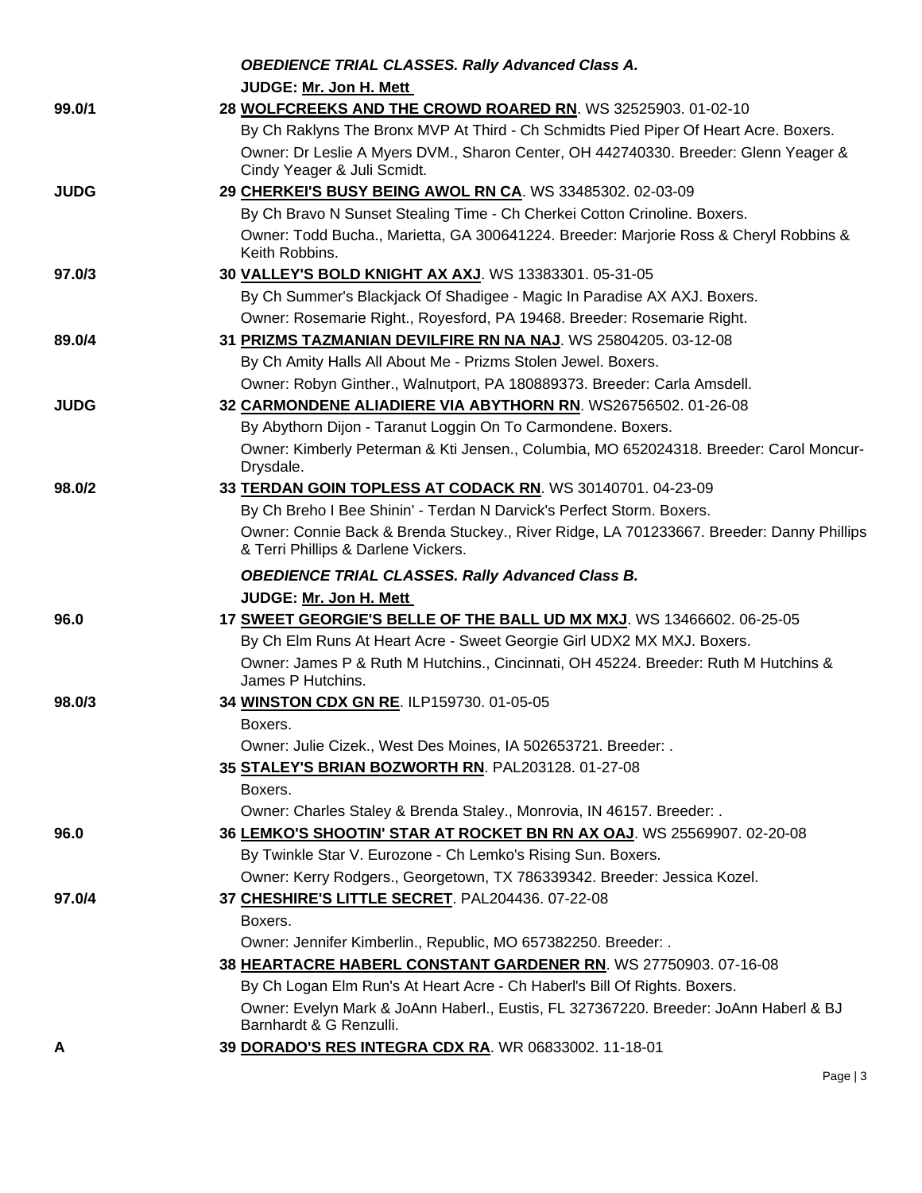### *OBEDIENCE TRIAL CLASSES. Rally Advanced Class A.*

**JUDGE: Mr. Jon H. Mett**

**99.0/1** — **28 WOLFCREEKS AND THE CROWD ROARED RN**. WS 32525903. 01-02-10
By Ch Raklyns The Bronx MVP At Third - Ch Schmidts Pied Piper Of Heart Acre. Boxers.
Owner: Dr Leslie A Myers DVM., Sharon Center, OH 442740330. Breeder: Glenn Yeager & Cindy Yeager & Juli Scmidt.

**JUDG** — **29 CHERKEI'S BUSY BEING AWOL RN CA**. WS 33485302. 02-03-09
By Ch Bravo N Sunset Stealing Time - Ch Cherkei Cotton Crinoline. Boxers.
Owner: Todd Bucha., Marietta, GA 300641224. Breeder: Marjorie Ross & Cheryl Robbins & Keith Robbins.

**97.0/3** — **30 VALLEY'S BOLD KNIGHT AX AXJ**. WS 13383301. 05-31-05
By Ch Summer's Blackjack Of Shadigee - Magic In Paradise AX AXJ. Boxers.
Owner: Rosemarie Right., Royesford, PA 19468. Breeder: Rosemarie Right.

**89.0/4** — **31 PRIZMS TAZMANIAN DEVILFIRE RN NA NAJ**. WS 25804205. 03-12-08
By Ch Amity Halls All About Me - Prizms Stolen Jewel. Boxers.
Owner: Robyn Ginther., Walnutport, PA 180889373. Breeder: Carla Amsdell.

**JUDG** — **32 CARMONDENE ALIADIERE VIA ABYTHORN RN**. WS26756502. 01-26-08
By Abythorn Dijon - Taranut Loggin On To Carmondene. Boxers.
Owner: Kimberly Peterman & Kti Jensen., Columbia, MO 652024318. Breeder: Carol Moncur-Drysdale.

**98.0/2** — **33 TERDAN GOIN TOPLESS AT CODACK RN**. WS 30140701. 04-23-09
By Ch Breho I Bee Shinin' - Terdan N Darvick's Perfect Storm. Boxers.
Owner: Connie Back & Brenda Stuckey., River Ridge, LA 701233667. Breeder: Danny Phillips & Terri Phillips & Darlene Vickers.

### *OBEDIENCE TRIAL CLASSES. Rally Advanced Class B.*

**JUDGE: Mr. Jon H. Mett**

**96.0** — **17 SWEET GEORGIE'S BELLE OF THE BALL UD MX MXJ**. WS 13466602. 06-25-05
By Ch Elm Runs At Heart Acre - Sweet Georgie Girl UDX2 MX MXJ. Boxers.
Owner: James P & Ruth M Hutchins., Cincinnati, OH 45224. Breeder: Ruth M Hutchins & James P Hutchins.

**98.0/3** — **34 WINSTON CDX GN RE**. ILP159730. 01-05-05
Boxers.
Owner: Julie Cizek., West Des Moines, IA 502653721. Breeder: .

**35 STALEY'S BRIAN BOZWORTH RN**. PAL203128. 01-27-08
Boxers.
Owner: Charles Staley & Brenda Staley., Monrovia, IN 46157. Breeder: .

**96.0** — **36 LEMKO'S SHOOTIN' STAR AT ROCKET BN RN AX OAJ**. WS 25569907. 02-20-08
By Twinkle Star V. Eurozone - Ch Lemko's Rising Sun. Boxers.
Owner: Kerry Rodgers., Georgetown, TX 786339342. Breeder: Jessica Kozel.

**97.0/4** — **37 CHESHIRE'S LITTLE SECRET**. PAL204436. 07-22-08
Boxers.
Owner: Jennifer Kimberlin., Republic, MO 657382250. Breeder: .

**38 HEARTACRE HABERL CONSTANT GARDENER RN**. WS 27750903. 07-16-08
By Ch Logan Elm Run's At Heart Acre - Ch Haberl's Bill Of Rights. Boxers.
Owner: Evelyn Mark & JoAnn Haberl., Eustis, FL 327367220. Breeder: JoAnn Haberl & BJ Barnhardt & G Renzulli.

**A** — **39 DORADO'S RES INTEGRA CDX RA**. WR 06833002. 11-18-01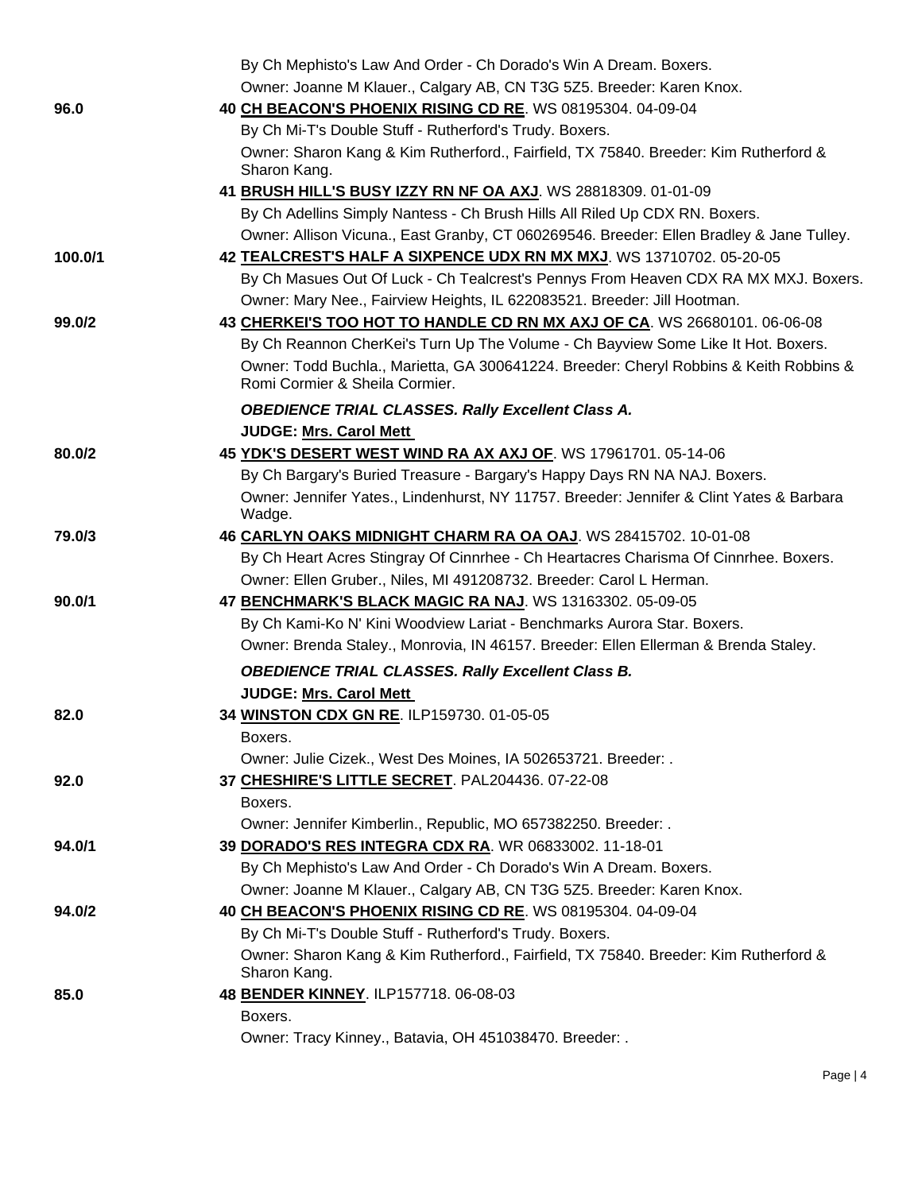By Ch Mephisto's Law And Order - Ch Dorado's Win A Dream. Boxers.
Owner: Joanne M Klauer., Calgary AB, CN T3G 5Z5. Breeder: Karen Knox.

**96.0** — 40 **CH BEACON'S PHOENIX RISING CD RE**. WS 08195304. 04-09-04
By Ch Mi-T's Double Stuff - Rutherford's Trudy. Boxers.
Owner: Sharon Kang & Kim Rutherford., Fairfield, TX 75840. Breeder: Kim Rutherford & Sharon Kang.

41 **BRUSH HILL'S BUSY IZZY RN NF OA AXJ**. WS 28818309. 01-01-09
By Ch Adellins Simply Nantess - Ch Brush Hills All Riled Up CDX RN. Boxers.
Owner: Allison Vicuna., East Granby, CT 060269546. Breeder: Ellen Bradley & Jane Tulley.

**100.0/1** — 42 **TEALCREST'S HALF A SIXPENCE UDX RN MX MXJ**. WS 13710702. 05-20-05
By Ch Masues Out Of Luck - Ch Tealcrest's Pennys From Heaven CDX RA MX MXJ. Boxers.
Owner: Mary Nee., Fairview Heights, IL 622083521. Breeder: Jill Hootman.

**99.0/2** — 43 **CHERKEI'S TOO HOT TO HANDLE CD RN MX AXJ OF CA**. WS 26680101. 06-06-08
By Ch Reannon CherKei's Turn Up The Volume - Ch Bayview Some Like It Hot. Boxers.
Owner: Todd Buchla., Marietta, GA 300641224. Breeder: Cheryl Robbins & Keith Robbins & Romi Cormier & Sheila Cormier.

***OBEDIENCE TRIAL CLASSES. Rally Excellent Class A.***

**JUDGE: Mrs. Carol Mett**

**80.0/2** — 45 **YDK'S DESERT WEST WIND RA AX AXJ OF**. WS 17961701. 05-14-06
By Ch Bargary's Buried Treasure - Bargary's Happy Days RN NA NAJ. Boxers.
Owner: Jennifer Yates., Lindenhurst, NY 11757. Breeder: Jennifer & Clint Yates & Barbara Wadge.

**79.0/3** — 46 **CARLYN OAKS MIDNIGHT CHARM RA OA OAJ**. WS 28415702. 10-01-08
By Ch Heart Acres Stingray Of Cinnrhee - Ch Heartacres Charisma Of Cinnrhee. Boxers.
Owner: Ellen Gruber., Niles, MI 491208732. Breeder: Carol L Herman.

**90.0/1** — 47 **BENCHMARK'S BLACK MAGIC RA NAJ**. WS 13163302. 05-09-05
By Ch Kami-Ko N' Kini Woodview Lariat - Benchmarks Aurora Star. Boxers.
Owner: Brenda Staley., Monrovia, IN 46157. Breeder: Ellen Ellerman & Brenda Staley.

***OBEDIENCE TRIAL CLASSES. Rally Excellent Class B.***

**JUDGE: Mrs. Carol Mett**

**82.0** — 34 **WINSTON CDX GN RE**. ILP159730. 01-05-05
Boxers.
Owner: Julie Cizek., West Des Moines, IA 502653721. Breeder: .

**92.0** — 37 **CHESHIRE'S LITTLE SECRET**. PAL204436. 07-22-08
Boxers.
Owner: Jennifer Kimberlin., Republic, MO 657382250. Breeder: .

**94.0/1** — 39 **DORADO'S RES INTEGRA CDX RA**. WR 06833002. 11-18-01
By Ch Mephisto's Law And Order - Ch Dorado's Win A Dream. Boxers.
Owner: Joanne M Klauer., Calgary AB, CN T3G 5Z5. Breeder: Karen Knox.

**94.0/2** — 40 **CH BEACON'S PHOENIX RISING CD RE**. WS 08195304. 04-09-04
By Ch Mi-T's Double Stuff - Rutherford's Trudy. Boxers.
Owner: Sharon Kang & Kim Rutherford., Fairfield, TX 75840. Breeder: Kim Rutherford & Sharon Kang.

**85.0** — 48 **BENDER KINNEY**. ILP157718. 06-08-03
Boxers.
Owner: Tracy Kinney., Batavia, OH 451038470. Breeder: .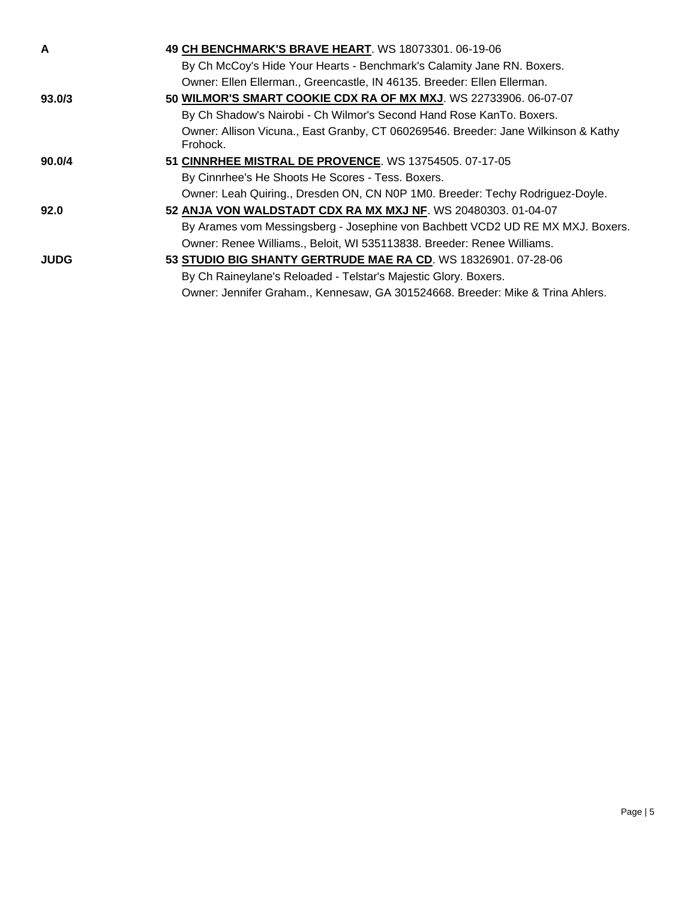| | |
|---|---|
| A | **49 CH BENCHMARK'S BRAVE HEART**. WS 18073301. 06-19-06<br>By Ch McCoy's Hide Your Hearts - Benchmark's Calamity Jane RN. Boxers.<br>Owner: Ellen Ellerman., Greencastle, IN 46135. Breeder: Ellen Ellerman. |
| 93.0/3 | **50 WILMOR'S SMART COOKIE CDX RA OF MX MXJ**. WS 22733906. 06-07-07<br>By Ch Shadow's Nairobi - Ch Wilmor's Second Hand Rose KanTo. Boxers.<br>Owner: Allison Vicuna., East Granby, CT 060269546. Breeder: Jane Wilkinson & Kathy Frohock. |
| 90.0/4 | **51 CINNRHEE MISTRAL DE PROVENCE**. WS 13754505. 07-17-05<br>By Cinnrhee's He Shoots He Scores - Tess. Boxers.<br>Owner: Leah Quiring., Dresden ON, CN N0P 1M0. Breeder: Techy Rodriguez-Doyle. |
| 92.0 | **52 ANJA VON WALDSTADT CDX RA MX MXJ NF**. WS 20480303. 01-04-07<br>By Arames vom Messingsberg - Josephine von Bachbett VCD2 UD RE MX MXJ. Boxers.<br>Owner: Renee Williams., Beloit, WI 535113838. Breeder: Renee Williams. |
| JUDG | **53 STUDIO BIG SHANTY GERTRUDE MAE RA CD**. WS 18326901. 07-28-06<br>By Ch Raineylane's Reloaded - Telstar's Majestic Glory. Boxers.<br>Owner: Jennifer Graham., Kennesaw, GA 301524668. Breeder: Mike & Trina Ahlers. |